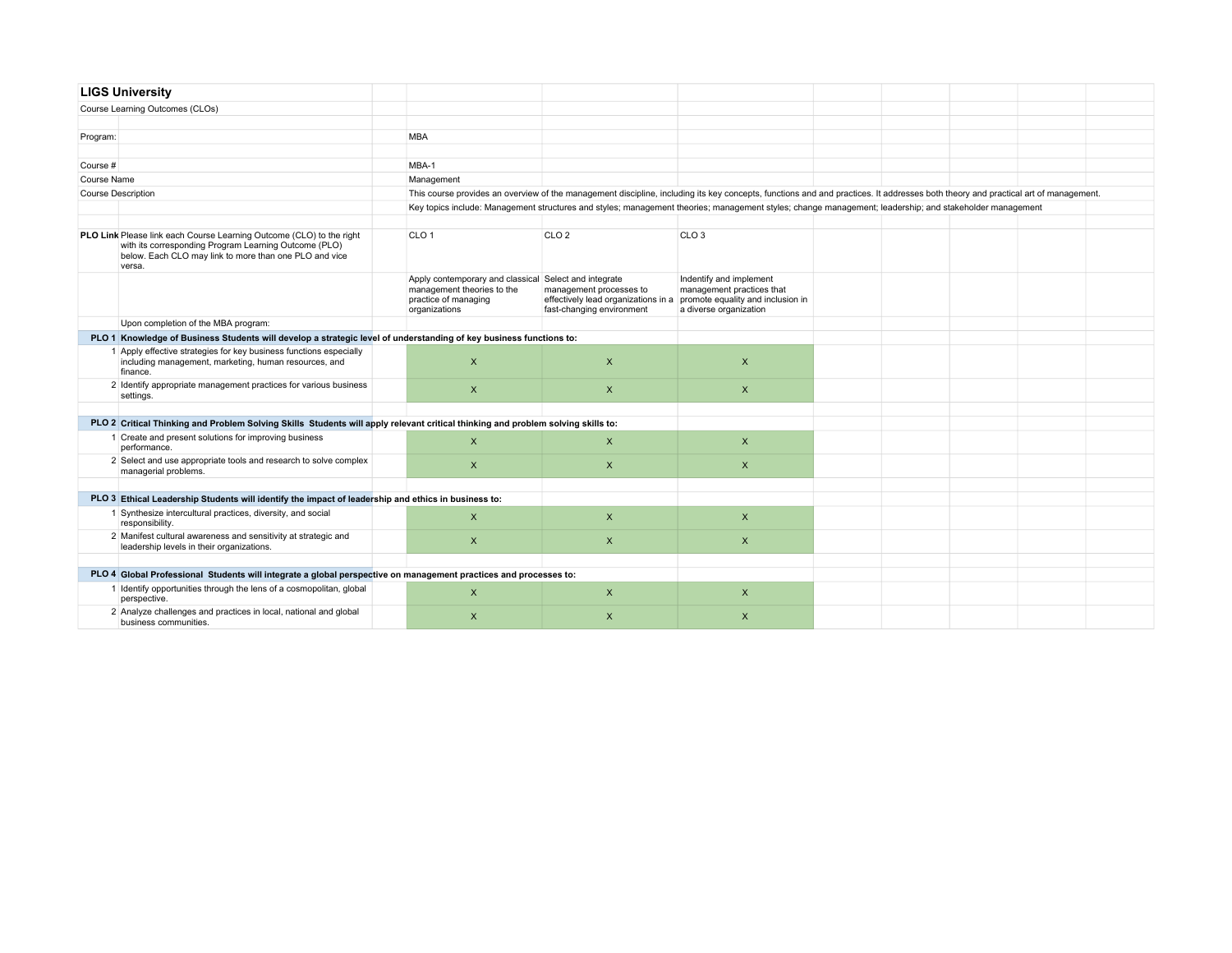# LIGS University

Course Learning Outcomes (CLOs)

**Program:** MBA

**Course #:** MBA-1

**Course Name:** Management

**Course Description:** This course provides an overview of the management discipline, including its key concepts, functions and and practices. It addresses both theory and practical art of management.

Key topics include: Management structures and styles; management theories; management styles; change management; leadership; and stakeholder management

| PLO Link | Please link each Course Learning Outcome (CLO) to the right with its corresponding Program Learning Outcome (PLO) below. Each CLO may link to more than one PLO and vice versa. | CLO 1 | CLO 2 | CLO 3 |
|---|---|---|---|---|
| | | Apply contemporary and classical management theories to the practice of managing organizations | Select and integrate management processes to effectively lead organizations in a fast-changing environment | Indentify and implement management practices that promote equality and inclusion in a diverse organization |
| | Upon completion of the MBA program: | | | |
| **PLO 1** | **Knowledge of Business Students will develop a strategic level of understanding of key business functions to:** | | | |
| 1 | Apply effective strategies for key business functions especially including management, marketing, human resources, and finance. | X | X | X |
| 2 | Identify appropriate management practices for various business settings. | X | X | X |
| **PLO 2** | **Critical Thinking and Problem Solving Skills Students will apply relevant critical thinking and problem solving skills to:** | | | |
| 1 | Create and present solutions for improving business performance. | X | X | X |
| 2 | Select and use appropriate tools and research to solve complex managerial problems. | X | X | X |
| **PLO 3** | **Ethical Leadership Students will identify the impact of leadership and ethics in business to:** | | | |
| 1 | Synthesize intercultural practices, diversity, and social responsibility. | X | X | X |
| 2 | Manifest cultural awareness and sensitivity at strategic and leadership levels in their organizations. | X | X | X |
| **PLO 4** | **Global Professional Students will integrate a global perspective on management practices and processes to:** | | | |
| 1 | Identify opportunities through the lens of a cosmopolitan, global perspective. | X | X | X |
| 2 | Analyze challenges and practices in local, national and global business communities. | X | X | X |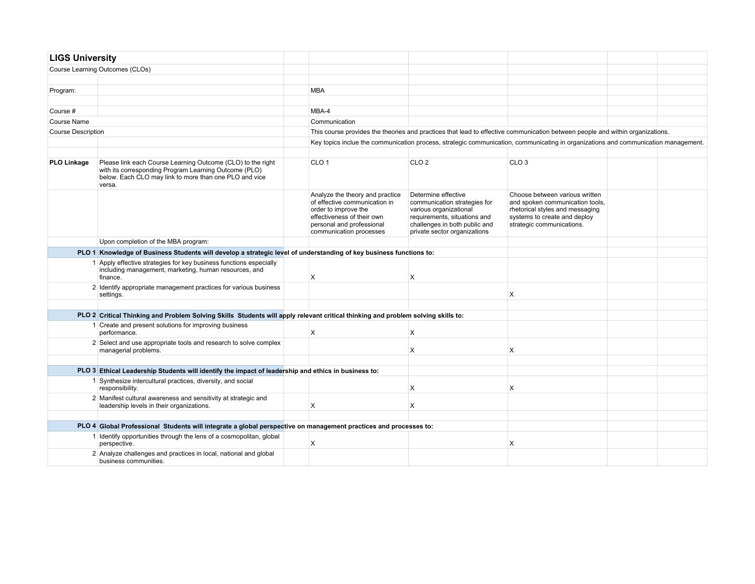# LIGS University

Course Learning Outcomes (CLOs)

| | |
|---|---|
| Program: | MBA |
| Course # | MBA-4 |
| Course Name | Communication |
| Course Description | This course provides the theories and practices that lead to effective communication between people and within organizations. |
| | Key topics inclue the communication process, strategic communication, communicating in organizations and communication management. |

| **PLO Linkage** | Please link each Course Learning Outcome (CLO) to the right with its corresponding Program Learning Outcome (PLO) below. Each CLO may link to more than one PLO and vice versa. | CLO 1 | CLO 2 | CLO 3 |
|---|---|---|---|---|
| | | Analyze the theory and practice of effective communication in order to improve the effectiveness of their own personal and professional communication processes | Determine effective communication strategies for various organizational requirements, situations and challenges in both public and private sector organizations | Choose between various written and spoken communication tools, rhetorical styles and messaging systems to create and deploy strategic communications. |
| | Upon completion of the MBA program: | | | |
| **PLO 1** | **Knowledge of Business Students will develop a strategic level of understanding of key business functions to:** | | | |
| 1 | Apply effective strategies for key business functions especially including management, marketing, human resources, and finance. | X | X | |
| 2 | Identify appropriate management practices for various business settings. | | | X |
| **PLO 2** | **Critical Thinking and Problem Solving Skills Students will apply relevant critical thinking and problem solving skills to:** | | | |
| 1 | Create and present solutions for improving business performance. | X | X | |
| 2 | Select and use appropriate tools and research to solve complex managerial problems. | | X | X |
| **PLO 3** | **Ethical Leadership Students will identify the impact of leadership and ethics in business to:** | | | |
| 1 | Synthesize intercultural practices, diversity, and social responsibility. | | X | X |
| 2 | Manifest cultural awareness and sensitivity at strategic and leadership levels in their organizations. | X | X | |
| **PLO 4** | **Global Professional Students will integrate a global perspective on management practices and processes to:** | | | |
| 1 | Identify opportunities through the lens of a cosmopolitan, global perspective. | X | | X |
| 2 | Analyze challenges and practices in local, national and global business communities. | | | |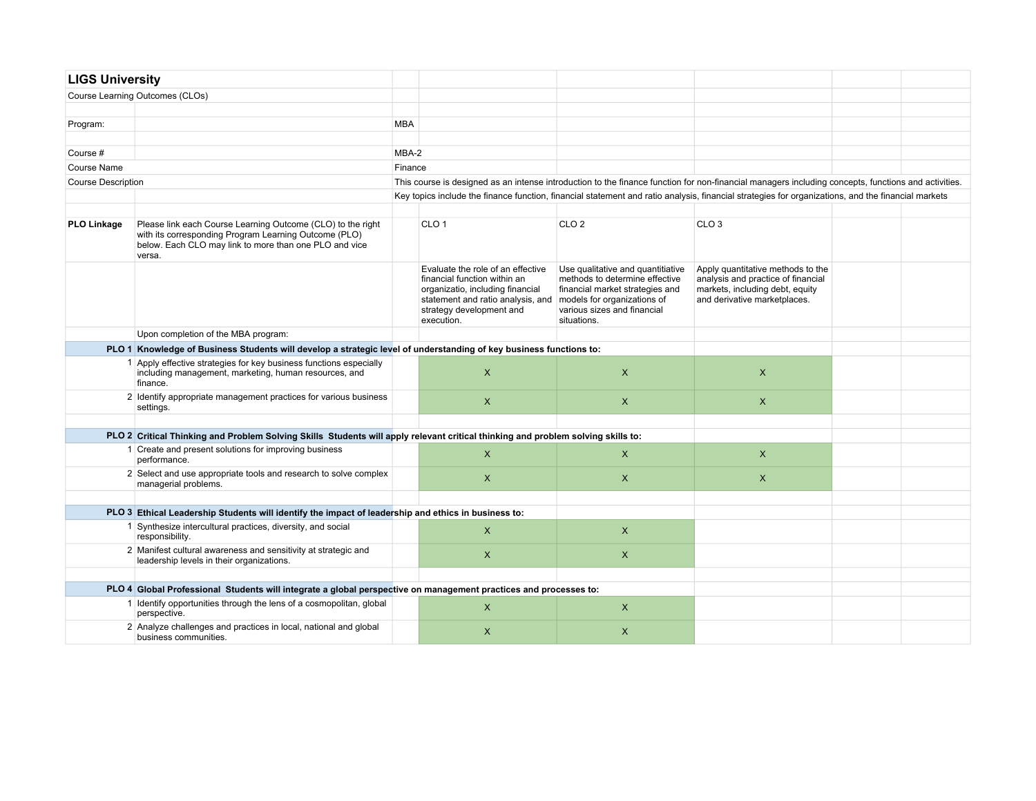# LIGS University

Course Learning Outcomes (CLOs)

Program: MBA

Course #: MBA-2

Course Name: Finance

Course Description: This course is designed as an intense introduction to the finance function for non-financial managers including concepts, functions and activities. Key topics include the finance function, financial statement and ratio analysis, financial strategies for organizations, and the financial markets

| PLO Linkage | Please link each Course Learning Outcome (CLO) to the right with its corresponding Program Learning Outcome (PLO) below. Each CLO may link to more than one PLO and vice versa. | CLO 1 | CLO 2 | CLO 3 |
|---|---|---|---|---|
| | | Evaluate the role of an effective financial function within an organizatio, including financial statement and ratio analysis, and strategy development and execution. | Use qualitative and quantitiative methods to determine effective financial market strategies and models for organizations of various sizes and financial situations. | Apply quantitative methods to the analysis and practice of financial markets, including debt, equity and derivative marketplaces. |
| | Upon completion of the MBA program: | | | |
| **PLO 1** | **Knowledge of Business Students will develop a strategic level of understanding of key business functions to:** | | | |
| 1 | Apply effective strategies for key business functions especially including management, marketing, human resources, and finance. | X | X | X |
| 2 | Identify appropriate management practices for various business settings. | X | X | X |
| | | | | |
| **PLO 2** | **Critical Thinking and Problem Solving Skills Students will apply relevant critical thinking and problem solving skills to:** | | | |
| 1 | Create and present solutions for improving business performance. | X | X | X |
| 2 | Select and use appropriate tools and research to solve complex managerial problems. | X | X | X |
| | | | | |
| **PLO 3** | **Ethical Leadership Students will identify the impact of leadership and ethics in business to:** | | | |
| 1 | Synthesize intercultural practices, diversity, and social responsibility. | X | X | |
| 2 | Manifest cultural awareness and sensitivity at strategic and leadership levels in their organizations. | X | X | |
| | | | | |
| **PLO 4** | **Global Professional Students will integrate a global perspective on management practices and processes to:** | | | |
| 1 | Identify opportunities through the lens of a cosmopolitan, global perspective. | X | X | |
| 2 | Analyze challenges and practices in local, national and global business communities. | X | X | |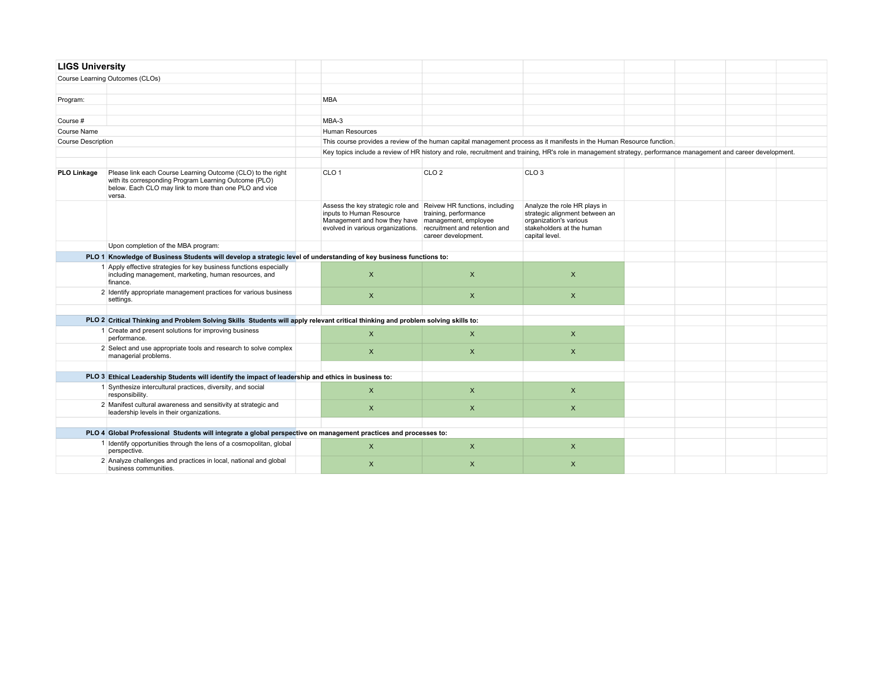## LIGS University

Course Learning Outcomes (CLOs)

| | |
|---|---|
| Program: | MBA |
| Course # | MBA-3 |
| Course Name | Human Resources |
| Course Description | This course provides a review of the human capital management process as it manifests in the Human Resource function. |
| | Key topics include a review of HR history and role, recruitment and training, HR's role in management strategy, performance management and career development. |

| **PLO Linkage** | Please link each Course Learning Outcome (CLO) to the right with its corresponding Program Learning Outcome (PLO) below. Each CLO may link to more than one PLO and vice versa. | CLO 1 | CLO 2 | CLO 3 |
|---|---|---|---|---|
| | | Assess the key strategic role and inputs to Human Resource Management and how they have evolved in various organizations. | Reivew HR functions, including training, performance management, employee recruitment and retention and career development. | Analyze the role HR plays in strategic alignment between an organization's various stakeholders at the human capital level. |
| | Upon completion of the MBA program: | | | |
| **PLO 1** | **Knowledge of Business Students will develop a strategic level of understanding of key business functions to:** | | | |
| 1 | Apply effective strategies for key business functions especially including management, marketing, human resources, and finance. | X | X | X |
| 2 | Identify appropriate management practices for various business settings. | X | X | X |
| **PLO 2** | **Critical Thinking and Problem Solving Skills Students will apply relevant critical thinking and problem solving skills to:** | | | |
| 1 | Create and present solutions for improving business performance. | X | X | X |
| 2 | Select and use appropriate tools and research to solve complex managerial problems. | X | X | X |
| **PLO 3** | **Ethical Leadership Students will identify the impact of leadership and ethics in business to:** | | | |
| 1 | Synthesize intercultural practices, diversity, and social responsibility. | X | X | X |
| 2 | Manifest cultural awareness and sensitivity at strategic and leadership levels in their organizations. | X | X | X |
| **PLO 4** | **Global Professional Students will integrate a global perspective on management practices and processes to:** | | | |
| 1 | Identify opportunities through the lens of a cosmopolitan, global perspective. | X | X | X |
| 2 | Analyze challenges and practices in local, national and global business communities. | X | X | X |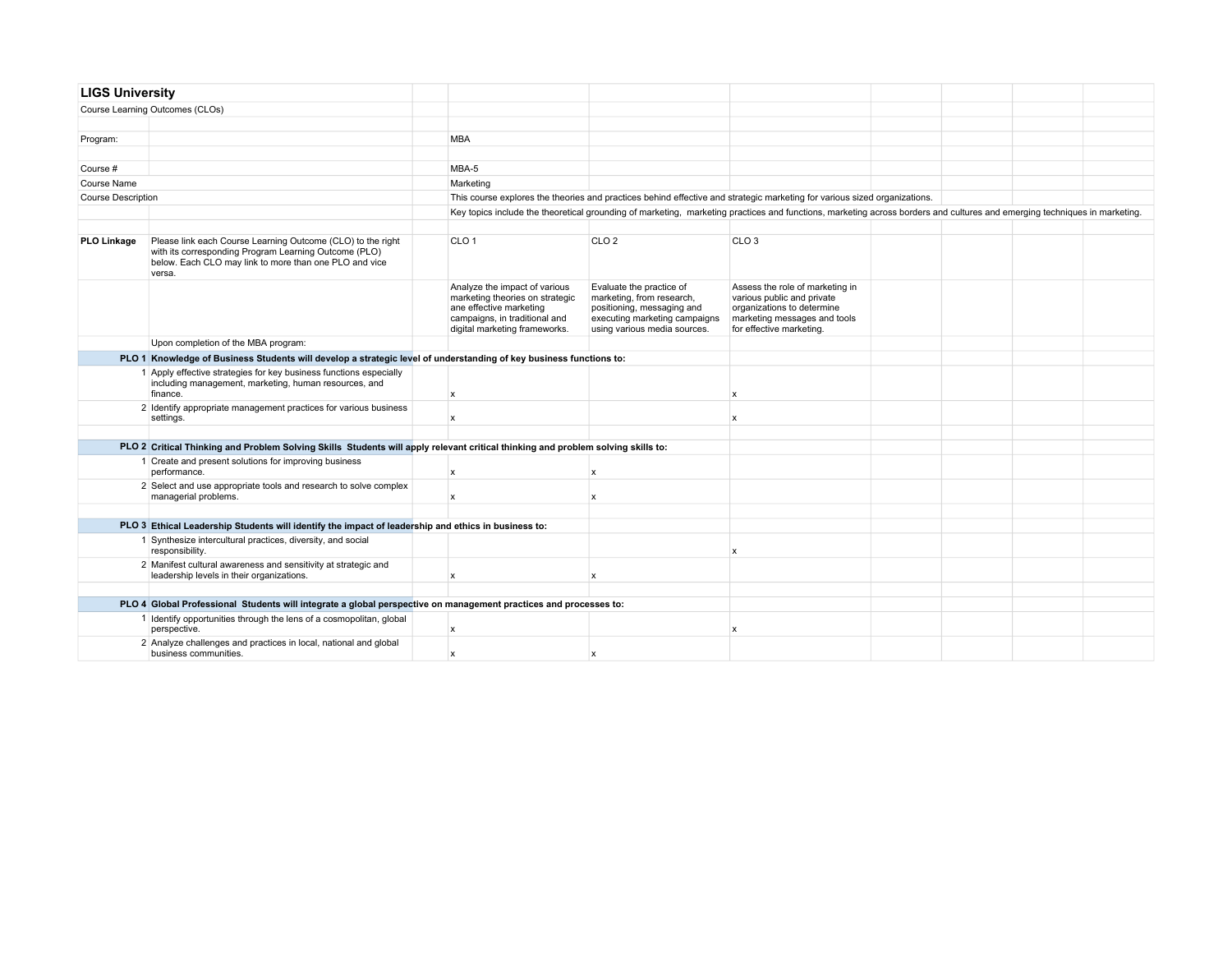## LIGS University

Course Learning Outcomes (CLOs)

| | | | | | |
|---|---|---|---|---|---|
| Program: | | MBA | | | |
| Course # | | MBA-5 | | | |
| Course Name | | Marketing | | | |
| Course Description | | This course explores the theories and practices behind effective and strategic marketing for various sized organizations. | | | |
| | | Key topics include the theoretical grounding of marketing, marketing practices and functions, marketing across borders and cultures and emerging techniques in marketing. | | | |
| **PLO Linkage** | Please link each Course Learning Outcome (CLO) to the right with its corresponding Program Learning Outcome (PLO) below. Each CLO may link to more than one PLO and vice versa. | | CLO 1 | CLO 2 | CLO 3 |
| | | | Analyze the impact of various marketing theories on strategic ane effective marketing campaigns, in traditional and digital marketing frameworks. | Evaluate the practice of marketing, from research, positioning, messaging and executing marketing campaigns using various media sources. | Assess the role of marketing in various public and private organizations to determine marketing messages and tools for effective marketing. |
| | Upon completion of the MBA program: | | | | |
| **PLO 1** | **Knowledge of Business Students will develop a strategic level of understanding of key business functions to:** | | | | |
| 1 | Apply effective strategies for key business functions especially including management, marketing, human resources, and finance. | | x | | x |
| 2 | Identify appropriate management practices for various business settings. | | x | | x |
| **PLO 2** | **Critical Thinking and Problem Solving Skills Students will apply relevant critical thinking and problem solving skills to:** | | | | |
| 1 | Create and present solutions for improving business performance. | | x | x | |
| 2 | Select and use appropriate tools and research to solve complex managerial problems. | | x | x | |
| **PLO 3** | **Ethical Leadership Students will identify the impact of leadership and ethics in business to:** | | | | |
| 1 | Synthesize intercultural practices, diversity, and social responsibility. | | | | x |
| 2 | Manifest cultural awareness and sensitivity at strategic and leadership levels in their organizations. | | x | x | |
| **PLO 4** | **Global Professional Students will integrate a global perspective on management practices and processes to:** | | | | |
| 1 | Identify opportunities through the lens of a cosmopolitan, global perspective. | | x | | x |
| 2 | Analyze challenges and practices in local, national and global business communities. | | x | x | |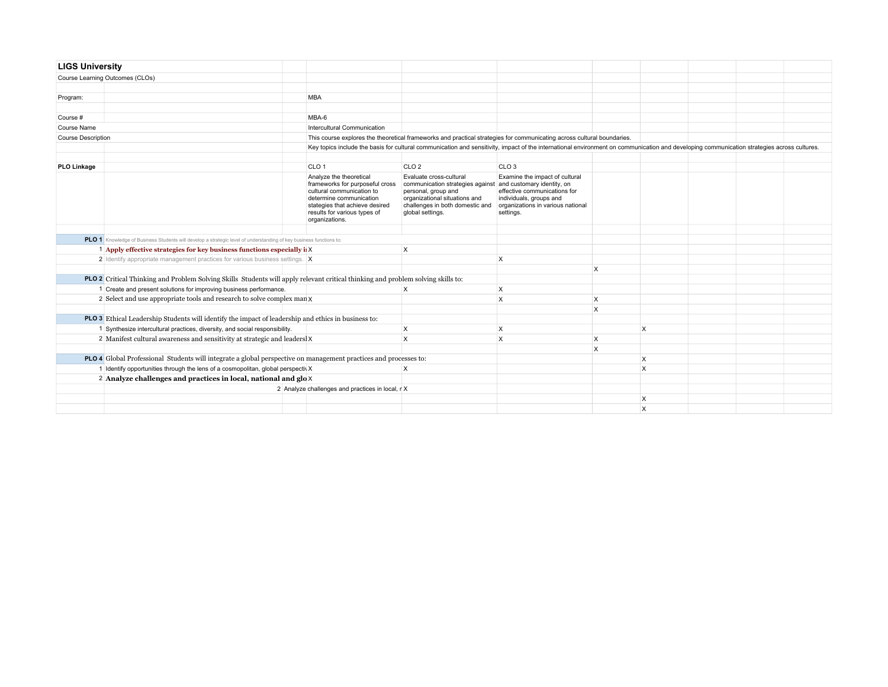## LIGS University

Course Learning Outcomes (CLOs)

| | | | | | | | | | |
|---|---|---|---|---|---|---|---|---|---|
| Program: | | | MBA | | | | | | |
| Course # | | | MBA-6 | | | | | | |
| Course Name | | | Intercultural Communication | | | | | | |
| Course Description | | | This course explores the theoretical frameworks and practical strategies for communicating across cultural boundaries. | | | | | | |
| | | | Key topics include the basis for cultural communication and sensitivity, impact of the international environment on communication and developing communication strategies across cultures. | | | | | | |
| **PLO Linkage** | | | CLO 1 | CLO 2 | CLO 3 | | | | |
| | | | Analyze the theoretical frameworks for purposeful cross cultural communication to determine communication stategies that achieve desired results for various types of organizations. | Evaluate cross-cultural communication strategies against personal, group and organizational situations and challenges in both domestic and global settings. | Examine the impact of cultural and customary identity, on effective communications for individuals, groups and organizations in various national settings. | | | | |
| **PLO 1** | Knowledge of Business Students will develop a strategic level of understanding of key business functions to: | | | | | | | | |
| 1 | **Apply effective strategies for key business functions especially i** | | X | X | | | | | |
| 2 | Identify appropriate management practices for various business settings. | | X | | X | | | | |
| | | | | | | X | | | |
| **PLO 2** | Critical Thinking and Problem Solving Skills Students will apply relevant critical thinking and problem solving skills to: | | | | | | | | |
| 1 | Create and present solutions for improving business performance. | | | X | X | | | | |
| 2 | Select and use appropriate tools and research to solve complex man | | X | | X | X | | | |
| | | | | | | X | | | |
| **PLO 3** | Ethical Leadership Students will identify the impact of leadership and ethics in business to: | | | | | | | | |
| 1 | Synthesize intercultural practices, diversity, and social responsibility. | | | X | X | | X | | |
| 2 | Manifest cultural awareness and sensitivity at strategic and leadersl | | X | X | X | X | | | |
| | | | | | | X | | | |
| **PLO 4** | Global Professional Students will integrate a global perspective on management practices and processes to: | | | | | | X | | |
| 1 | Identify opportunities through the lens of a cosmopolitan, global perspecti | | X | X | | | X | | |
| 2 | **Analyze challenges and practices in local, national and glo** | | X | | | | | | |
| | 2 | Analyze challenges and practices in local, r | | X | | | | | |
| | | | | | | | X | | |
| | | | | | | | X | | |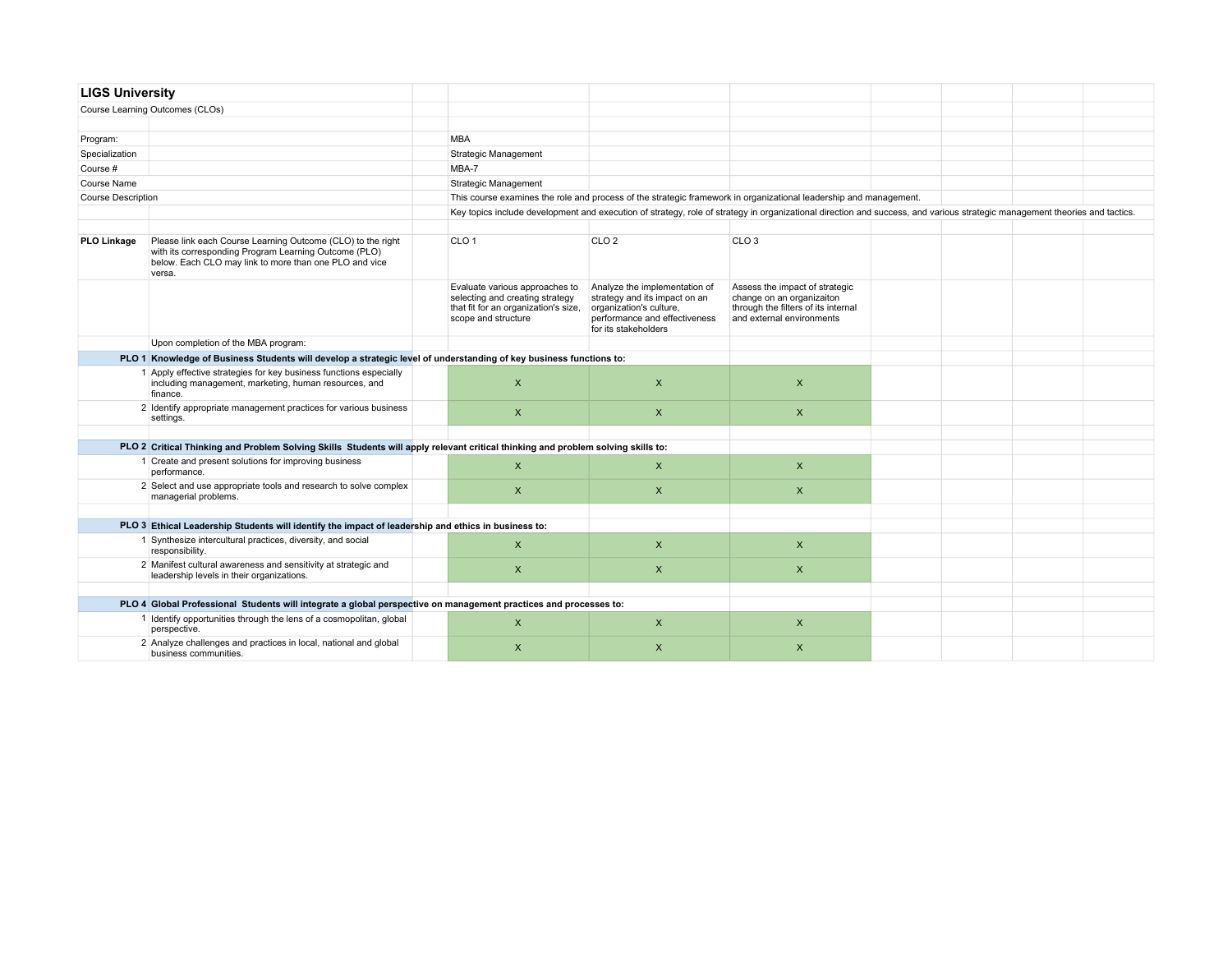# LIGS University

Course Learning Outcomes (CLOs)

| | |
|---|---|
| Program: | MBA |
| Specialization | Strategic Management |
| Course # | MBA-7 |
| Course Name | Strategic Management |
| Course Description | This course examines the role and process of the strategic framework in organizational leadership and management. Key topics include development and execution of strategy, role of strategy in organizational direction and success, and various strategic management theories and tactics. |

| **PLO Linkage** | Please link each Course Learning Outcome (CLO) to the right with its corresponding Program Learning Outcome (PLO) below. Each CLO may link to more than one PLO and vice versa. | CLO 1 | CLO 2 | CLO 3 |
|---|---|---|---|---|
| | | Evaluate various approaches to selecting and creating strategy that fit for an organization's size, scope and structure | Analyze the implementation of strategy and its impact on an organization's culture, performance and effectiveness for its stakeholders | Assess the impact of strategic change on an organizaiton through the filters of its internal and external environments |
| | Upon completion of the MBA program: | | | |
| **PLO 1** | **Knowledge of Business Students will develop a strategic level of understanding of key business functions to:** | | | |
| 1 | Apply effective strategies for key business functions especially including management, marketing, human resources, and finance. | X | X | X |
| 2 | Identify appropriate management practices for various business settings. | X | X | X |
| **PLO 2** | **Critical Thinking and Problem Solving Skills Students will apply relevant critical thinking and problem solving skills to:** | | | |
| 1 | Create and present solutions for improving business performance. | X | X | X |
| 2 | Select and use appropriate tools and research to solve complex managerial problems. | X | X | X |
| **PLO 3** | **Ethical Leadership Students will identify the impact of leadership and ethics in business to:** | | | |
| 1 | Synthesize intercultural practices, diversity, and social responsibility. | X | X | X |
| 2 | Manifest cultural awareness and sensitivity at strategic and leadership levels in their organizations. | X | X | X |
| **PLO 4** | **Global Professional Students will integrate a global perspective on management practices and processes to:** | | | |
| 1 | Identify opportunities through the lens of a cosmopolitan, global perspective. | X | X | X |
| 2 | Analyze challenges and practices in local, national and global business communities. | X | X | X |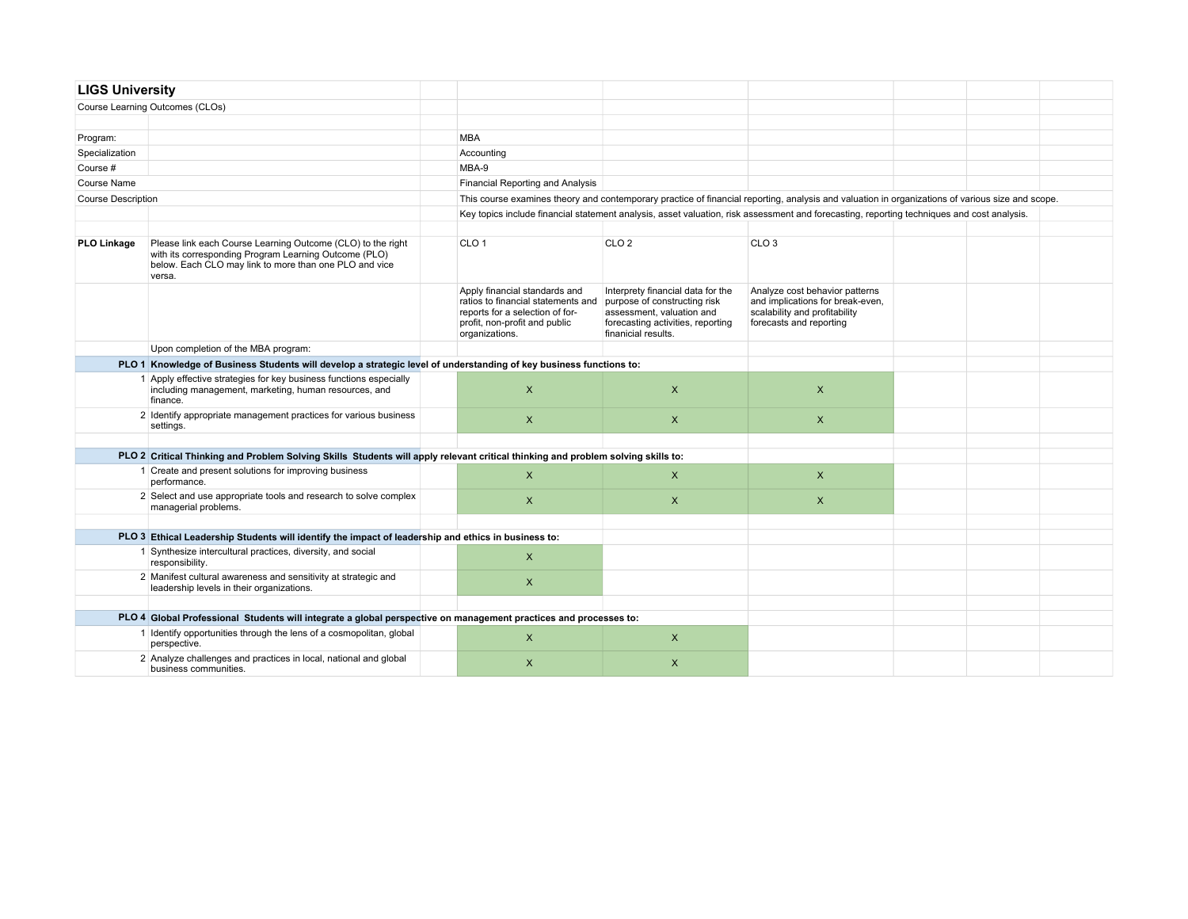# LIGS University

Course Learning Outcomes (CLOs)

| | |
|---|---|
| Program: | MBA |
| Specialization | Accounting |
| Course # | MBA-9 |
| Course Name | Financial Reporting and Analysis |
| Course Description | This course examines theory and contemporary practice of financial reporting, analysis and valuation in organizations of various size and scope. |
| | Key topics include financial statement analysis, asset valuation, risk assessment and forecasting, reporting techniques and cost analysis. |

| | | CLO 1 | CLO 2 | CLO 3 |
|---|---|---|---|---|
| **PLO Linkage** | Please link each Course Learning Outcome (CLO) to the right with its corresponding Program Learning Outcome (PLO) below. Each CLO may link to more than one PLO and vice versa. | | | |
| | | Apply financial standards and ratios to financial statements and reports for a selection of for-profit, non-profit and public organizations. | Interprety financial data for the purpose of constructing risk assessment, valuation and forecasting activities, reporting finanicial results. | Analyze cost behavior patterns and implications for break-even, scalability and profitability forecasts and reporting |
| | Upon completion of the MBA program: | | | |
| **PLO 1** | **Knowledge of Business Students will develop a strategic level of understanding of key business functions to:** | | | |
| 1 | Apply effective strategies for key business functions especially including management, marketing, human resources, and finance. | X | X | X |
| 2 | Identify appropriate management practices for various business settings. | X | X | X |
| **PLO 2** | **Critical Thinking and Problem Solving Skills Students will apply relevant critical thinking and problem solving skills to:** | | | |
| 1 | Create and present solutions for improving business performance. | X | X | X |
| 2 | Select and use appropriate tools and research to solve complex managerial problems. | X | X | X |
| **PLO 3** | **Ethical Leadership Students will identify the impact of leadership and ethics in business to:** | | | |
| 1 | Synthesize intercultural practices, diversity, and social responsibility. | X | | |
| 2 | Manifest cultural awareness and sensitivity at strategic and leadership levels in their organizations. | X | | |
| **PLO 4** | **Global Professional Students will integrate a global perspective on management practices and processes to:** | | | |
| 1 | Identify opportunities through the lens of a cosmopolitan, global perspective. | X | X | |
| 2 | Analyze challenges and practices in local, national and global business communities. | X | X | |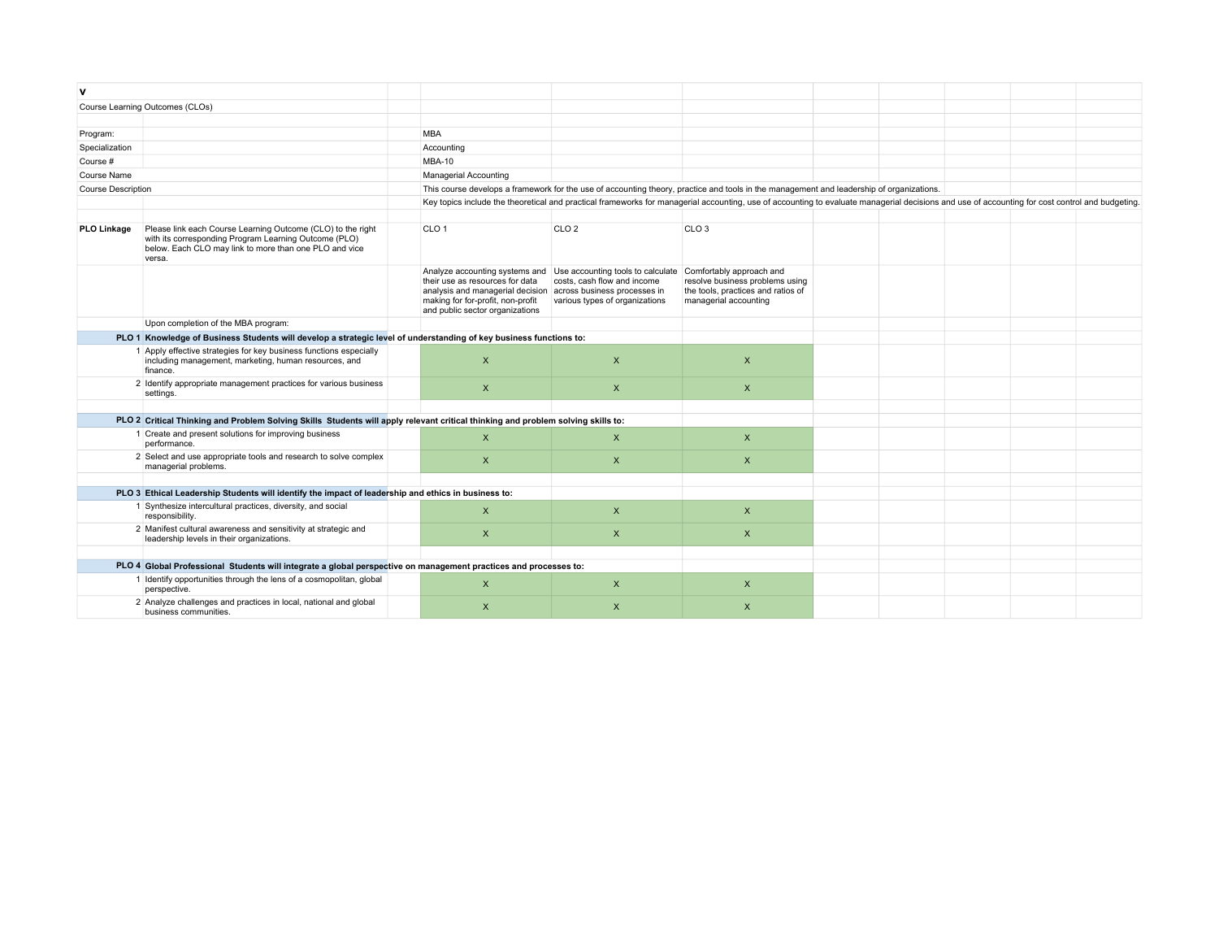**V**

Course Learning Outcomes (CLOs)

| | | | | |
|---|---|---|---|---|
| Program: | | MBA | | |
| Specialization | | Accounting | | |
| Course # | | MBA-10 | | |
| Course Name | | Managerial Accounting | | |
| Course Description | | This course develops a framework for the use of accounting theory, practice and tools in the management and leadership of organizations. | | |
| | | Key topics include the theoretical and practical frameworks for managerial accounting, use of accounting to evaluate managerial decisions and use of accounting for cost control and budgeting. | | |

| **PLO Linkage** | Please link each Course Learning Outcome (CLO) to the right with its corresponding Program Learning Outcome (PLO) below. Each CLO may link to more than one PLO and vice versa. | CLO 1 | CLO 2 | CLO 3 |
|---|---|---|---|---|
| | | Analyze accounting systems and their use as resources for data analysis and managerial decision making for for-profit, non-profit and public sector organizations | Use accounting tools to calculate costs, cash flow and income across business processes in various types of organizations | Comfortably approach and resolve business problems using the tools, practices and ratios of managerial accounting |
| | Upon completion of the MBA program: | | | |
| **PLO 1** | **Knowledge of Business Students will develop a strategic level of understanding of key business functions to:** | | | |
| 1 | Apply effective strategies for key business functions especially including management, marketing, human resources, and finance. | X | X | X |
| 2 | Identify appropriate management practices for various business settings. | X | X | X |
| **PLO 2** | **Critical Thinking and Problem Solving Skills Students will apply relevant critical thinking and problem solving skills to:** | | | |
| 1 | Create and present solutions for improving business performance. | X | X | X |
| 2 | Select and use appropriate tools and research to solve complex managerial problems. | X | X | X |
| **PLO 3** | **Ethical Leadership Students will identify the impact of leadership and ethics in business to:** | | | |
| 1 | Synthesize intercultural practices, diversity, and social responsibility. | X | X | X |
| 2 | Manifest cultural awareness and sensitivity at strategic and leadership levels in their organizations. | X | X | X |
| **PLO 4** | **Global Professional Students will integrate a global perspective on management practices and processes to:** | | | |
| 1 | Identify opportunities through the lens of a cosmopolitan, global perspective. | X | X | X |
| 2 | Analyze challenges and practices in local, national and global business communities. | X | X | X |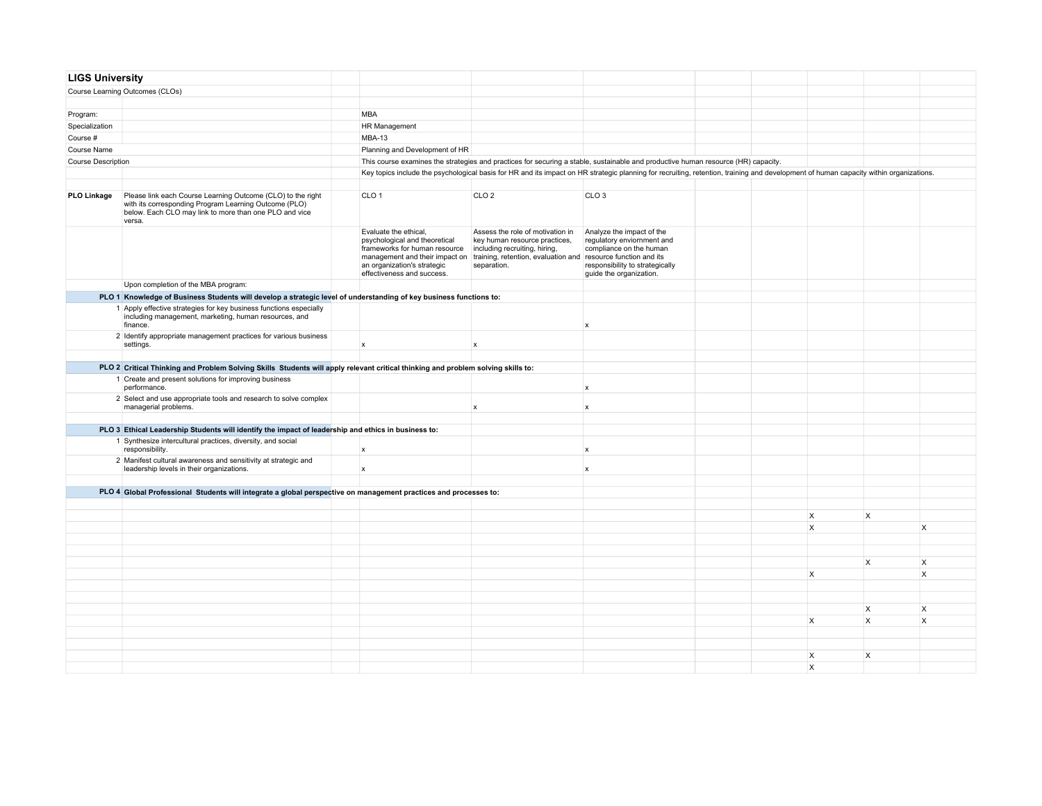## LIGS University

Course Learning Outcomes (CLOs)

| | |
|---|---|
| Program: | MBA |
| Specialization | HR Management |
| Course # | MBA-13 |
| Course Name | Planning and Development of HR |
| Course Description | This course examines the strategies and practices for securing a stable, sustainable and productive human resource (HR) capacity. |
| | Key topics include the psychological basis for HR and its impact on HR strategic planning for recruiting, retention, training and development of human capacity within organizations. |

| | | CLO 1 | CLO 2 | CLO 3 | | | | | |
|---|---|---|---|---|---|---|---|---|---|
| **PLO Linkage** | Please link each Course Learning Outcome (CLO) to the right with its corresponding Program Learning Outcome (PLO) below. Each CLO may link to more than one PLO and vice versa. | | | | | | | | |
| | | Evaluate the ethical, psychological and theoretical frameworks for human resource management and their impact on an organization's strategic effectiveness and success. | Assess the role of motivation in key human resource practices, including recruiting, hiring, training, retention, evaluation and separation. | Analyze the impact of the regulatory enviornment and compliance on the human resource function and its responsibility to strategically guide the organization. | | | | | |
| | Upon completion of the MBA program: | | | | | | | | |
| **PLO 1** | **Knowledge of Business Students will develop a strategic level of understanding of key business functions to:** | | | | | | | | |
| 1 | Apply effective strategies for key business functions especially including management, marketing, human resources, and finance. | | | x | | | | | |
| 2 | Identify appropriate management practices for various business settings. | x | x | | | | | | |
| | | | | | | | | | |
| **PLO 2** | **Critical Thinking and Problem Solving Skills Students will apply relevant critical thinking and problem solving skills to:** | | | | | | | | |
| 1 | Create and present solutions for improving business performance. | | | x | | | | | |
| 2 | Select and use appropriate tools and research to solve complex managerial problems. | | x | x | | | | | |
| | | | | | | | | | |
| **PLO 3** | **Ethical Leadership Students will identify the impact of leadership and ethics in business to:** | | | | | | | | |
| 1 | Synthesize intercultural practices, diversity, and social responsibility. | x | | x | | | | | |
| 2 | Manifest cultural awareness and sensitivity at strategic and leadership levels in their organizations. | x | | x | | | | | |
| | | | | | | | | | |
| **PLO 4** | **Global Professional Students will integrate a global perspective on management practices and processes to:** | | | | | | | | |
| | | | | | | | | | |
| | | | | | | | X | X | |
| | | | | | | | X | | X |
| | | | | | | | | | |
| | | | | | | | | | |
| | | | | | | | | X | X |
| | | | | | | | X | | X |
| | | | | | | | | | |
| | | | | | | | | | |
| | | | | | | | | X | X |
| | | | | | | | X | X | X |
| | | | | | | | | | |
| | | | | | | | | | |
| | | | | | | | X | X | |
| | | | | | | | X | | |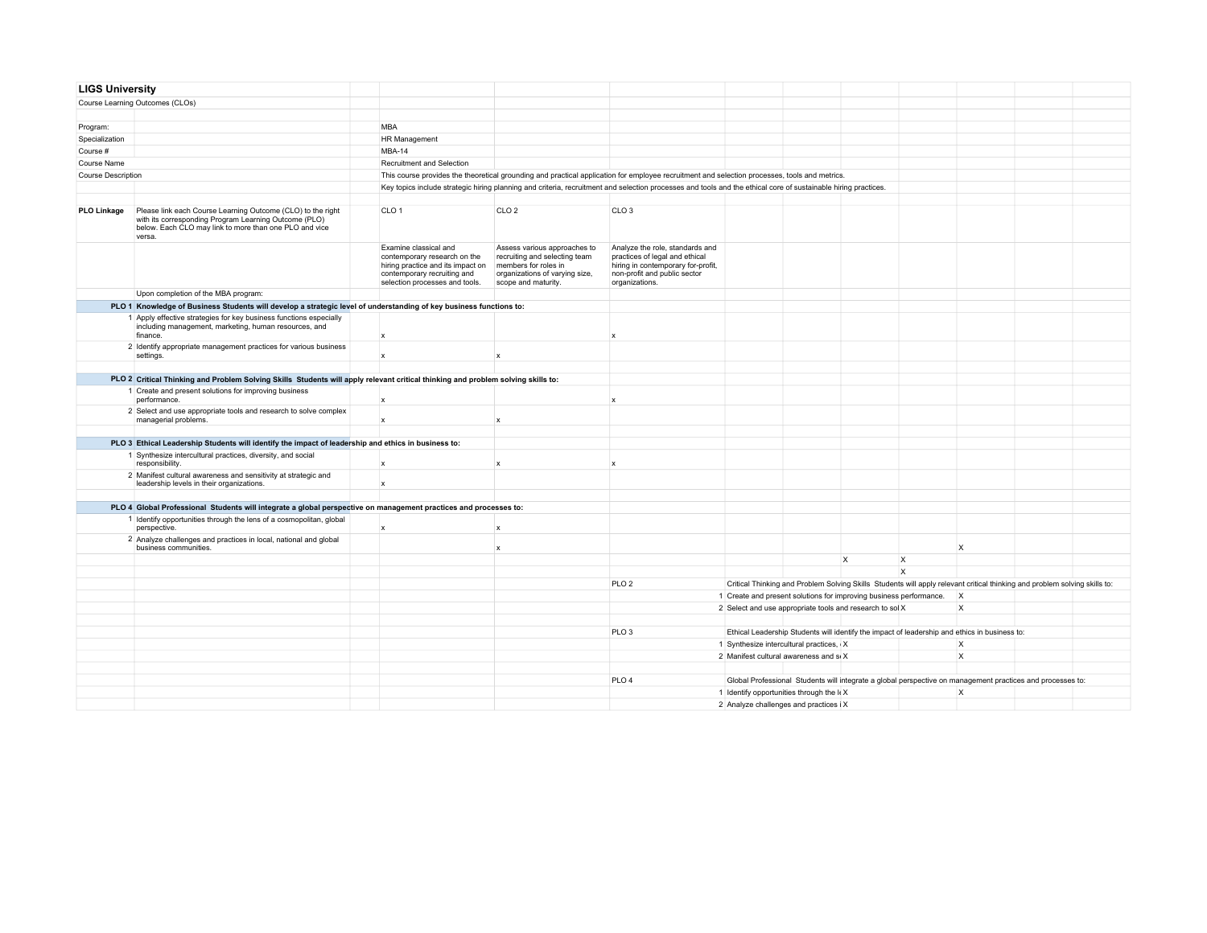# LIGS University

Course Learning Outcomes (CLOs)

| | |
|---|---|
| Program: | MBA |
| Specialization | HR Management |
| Course # | MBA-14 |
| Course Name | Recruitment and Selection |
| Course Description | This course provides the theoretical grounding and practical application for employee recruitment and selection processes, tools and metrics. Key topics include strategic hiring planning and criteria, recruitment and selection processes and tools and the ethical core of sustainable hiring practices. |

| PLO Linkage | Please link each Course Learning Outcome (CLO) to the right with its corresponding Program Learning Outcome (PLO) below. Each CLO may link to more than one PLO and vice versa. | CLO 1 | CLO 2 | CLO 3 |
|---|---|---|---|---|
| | | Examine classical and contemporary research on the hiring practice and its impact on contemporary recruiting and selection processes and tools. | Assess various approaches to recruiting and selecting team members for roles in organizations of varying size, scope and maturity. | Analyze the role, standards and practices of legal and ethical hiring in contemporary for-profit, non-profit and public sector organizations. |
| | Upon completion of the MBA program: | | | |
| **PLO 1** | **Knowledge of Business Students will develop a strategic level of understanding of key business functions to:** | | | |
| 1 | Apply effective strategies for key business functions especially including management, marketing, human resources, and finance. | x | | x |
| 2 | Identify appropriate management practices for various business settings. | x | x | |
| **PLO 2** | **Critical Thinking and Problem Solving Skills Students will apply relevant critical thinking and problem solving skills to:** | | | |
| 1 | Create and present solutions for improving business performance. | x | | x |
| 2 | Select and use appropriate tools and research to solve complex managerial problems. | x | x | |
| **PLO 3** | **Ethical Leadership Students will identify the impact of leadership and ethics in business to:** | | | |
| 1 | Synthesize intercultural practices, diversity, and social responsibility. | x | x | x |
| 2 | Manifest cultural awareness and sensitivity at strategic and leadership levels in their organizations. | x | | |
| **PLO 4** | **Global Professional Students will integrate a global perspective on management practices and processes to:** | | | |
| 1 | Identify opportunities through the lens of a cosmopolitan, global perspective. | x | x | |
| 2 | Analyze challenges and practices in local, national and global business communities. | | x | |

| | | | | | |
|---|---|---|---|---|---|
| | | | | | X |
| | | X | X | | |
| | | | X | | |
| PLO 2 | | Critical Thinking and Problem Solving Skills Students will apply relevant critical thinking and problem solving skills to: | | | |
| | 1 | Create and present solutions for improving business performance. | | | X |
| | 2 | Select and use appropriate tools and research to sol | | X | X |
| PLO 3 | | Ethical Leadership Students will identify the impact of leadership and ethics in business to: | | | |
| | 1 | Synthesize intercultural practices, | X | | X |
| | 2 | Manifest cultural awareness and se | X | | X |
| PLO 4 | | Global Professional Students will integrate a global perspective on management practices and processes to: | | | |
| | 1 | Identify opportunities through the le | X | | X |
| | 2 | Analyze challenges and practices i | X | | |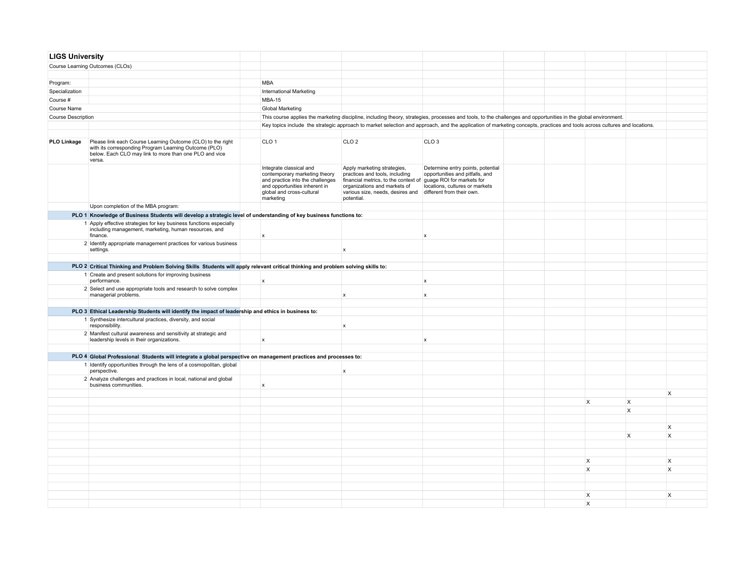# LIGS University

Course Learning Outcomes (CLOs)

| | |
|---|---|
| Program: | MBA |
| Specialization | International Marketing |
| Course # | MBA-15 |
| Course Name | Global Marketing |
| Course Description | This course applies the marketing discipline, including theory, strategies, processes and tools, to the challenges and opportunities in the global environment. |
| | Key topics include the strategic approach to market selection and approach, and the application of marketing concepts, practices and tools across cultures and locations. |

| **PLO Linkage** | Please link each Course Learning Outcome (CLO) to the right with its corresponding Program Learning Outcome (PLO) below. Each CLO may link to more than one PLO and vice versa. | CLO 1 | CLO 2 | CLO 3 | | | | | |
|---|---|---|---|---|---|---|---|---|---|
| | | Integrate classical and contemporary marketing theory and practice into the challenges and opportunities inherent in global and cross-cultural marketing | Apply marketing strategies, practices and tools, including financial metrics, to the context of organizations and markets of various size, needs, desires and potential. | Determine entry points, potential opportunities and pitfalls, and guage ROI for markets for locations, cultures or markets different from their own. | | | | | |
| | Upon completion of the MBA program: | | | | | | | | |
| **PLO 1** | **Knowledge of Business Students will develop a strategic level of understanding of key business functions to:** | | | | | | | | |
| 1 | Apply effective strategies for key business functions especially including management, marketing, human resources, and finance. | x | | x | | | | | |
| 2 | Identify appropriate management practices for various business settings. | | x | | | | | | |
| **PLO 2** | **Critical Thinking and Problem Solving Skills Students will apply relevant critical thinking and problem solving skills to:** | | | | | | | | |
| 1 | Create and present solutions for improving business performance. | x | | x | | | | | |
| 2 | Select and use appropriate tools and research to solve complex managerial problems. | | x | x | | | | | |
| **PLO 3** | **Ethical Leadership Students will identify the impact of leadership and ethics in business to:** | | | | | | | | |
| 1 | Synthesize intercultural practices, diversity, and social responsibility. | | x | | | | | | |
| 2 | Manifest cultural awareness and sensitivity at strategic and leadership levels in their organizations. | x | | x | | | | | |
| **PLO 4** | **Global Professional Students will integrate a global perspective on management practices and processes to:** | | | | | | | | |
| 1 | Identify opportunities through the lens of a cosmopolitan, global perspective. | | x | | | | | | |
| 2 | Analyze challenges and practices in local, national and global business communities. | x | | | | | | | |
| | | | | | | | | | X |
| | | | | | | | X | X | |
| | | | | | | | | X | |
| | | | | | | | | | |
| | | | | | | | | | X |
| | | | | | | | | X | X |
| | | | | | | | | | |
| | | | | | | | | | |
| | | | | | | | X | | X |
| | | | | | | | X | | X |
| | | | | | | | | | |
| | | | | | | | | | |
| | | | | | | | X | | X |
| | | | | | | | X | | |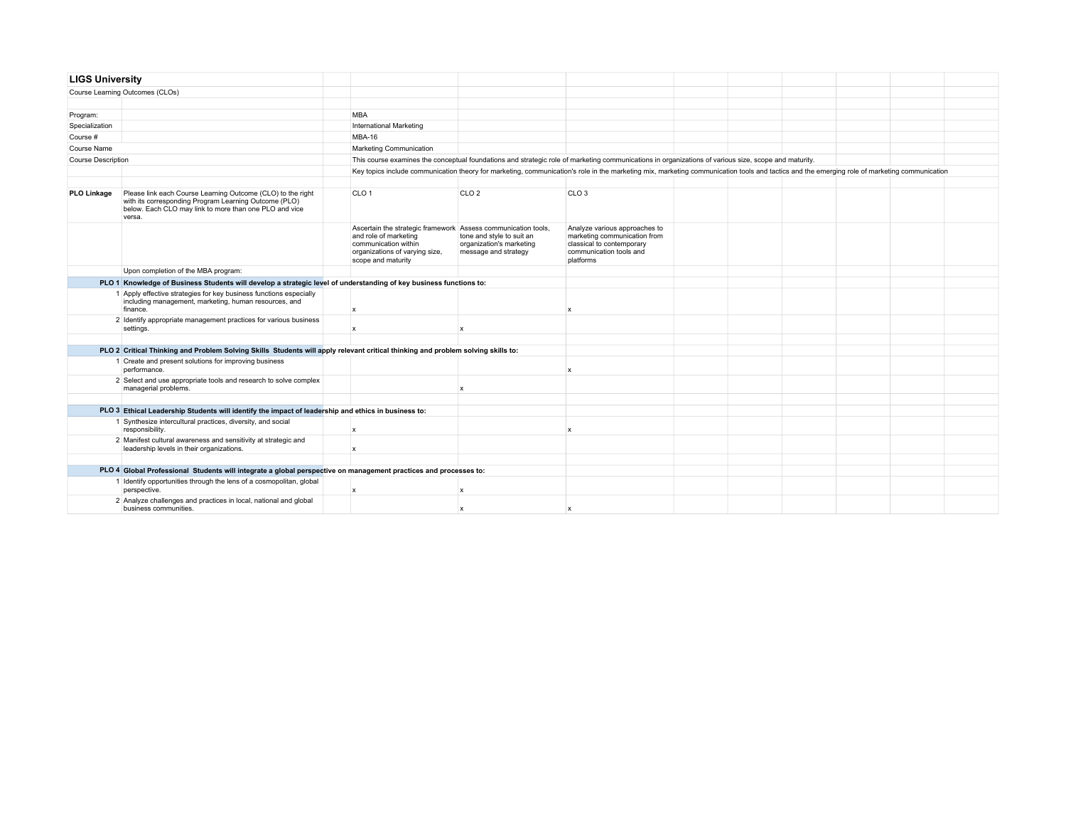# LIGS University

Course Learning Outcomes (CLOs)

| | |
|---|---|
| Program: | MBA |
| Specialization | International Marketing |
| Course # | MBA-16 |
| Course Name | Marketing Communication |
| Course Description | This course examines the conceptual foundations and strategic role of marketing communications in organizations of various size, scope and maturity. |
| | Key topics include communication theory for marketing, communication's role in the marketing mix, marketing communication tools and tactics and the emerging role of marketing communication |

| **PLO Linkage** | Please link each Course Learning Outcome (CLO) to the right with its corresponding Program Learning Outcome (PLO) below. Each CLO may link to more than one PLO and vice versa. | CLO 1 | CLO 2 | CLO 3 |
|---|---|---|---|---|
| | | Ascertain the strategic framework and role of marketing communication within organizations of varying size, scope and maturity | Assess communication tools, tone and style to suit an organization's marketing message and strategy | Analyze various approaches to marketing communication from classical to contemporary communication tools and platforms |
| | Upon completion of the MBA program: | | | |
| **PLO 1** | **Knowledge of Business Students will develop a strategic level of understanding of key business functions to:** | | | |
| 1 | Apply effective strategies for key business functions especially including management, marketing, human resources, and finance. | x | | x |
| 2 | Identify appropriate management practices for various business settings. | x | x | |
| **PLO 2** | **Critical Thinking and Problem Solving Skills Students will apply relevant critical thinking and problem solving skills to:** | | | |
| 1 | Create and present solutions for improving business performance. | | | x |
| 2 | Select and use appropriate tools and research to solve complex managerial problems. | | x | |
| **PLO 3** | **Ethical Leadership Students will identify the impact of leadership and ethics in business to:** | | | |
| 1 | Synthesize intercultural practices, diversity, and social responsibility. | x | | x |
| 2 | Manifest cultural awareness and sensitivity at strategic and leadership levels in their organizations. | x | | |
| **PLO 4** | **Global Professional Students will integrate a global perspective on management practices and processes to:** | | | |
| 1 | Identify opportunities through the lens of a cosmopolitan, global perspective. | x | x | |
| 2 | Analyze challenges and practices in local, national and global business communities. | | x | x |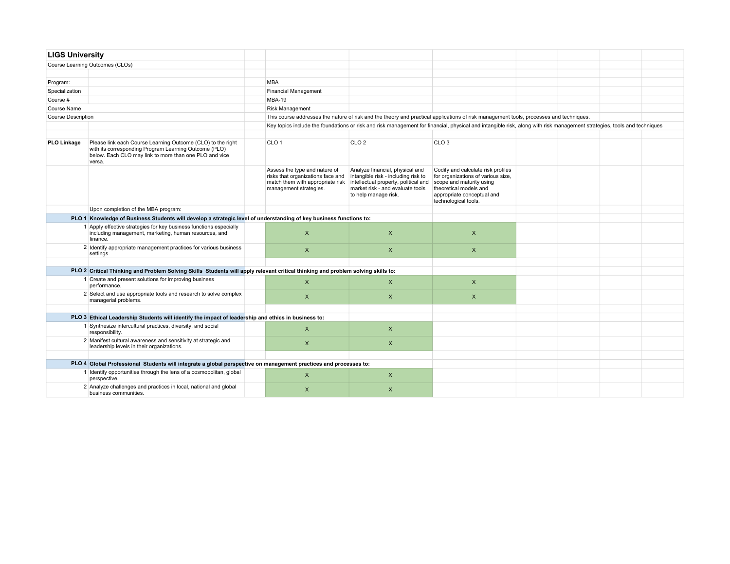# LIGS University

Course Learning Outcomes (CLOs)

| | |
|---|---|
| Program: | MBA |
| Specialization | Financial Management |
| Course # | MBA-19 |
| Course Name | Risk Management |
| Course Description | This course addresses the nature of risk and the theory and practical applications of risk management tools, processes and techniques. |
| | Key topics include the foundations or risk and risk management for financial, physical and intangible risk, along with risk management strategies, tools and techniques |

| **PLO Linkage** | Please link each Course Learning Outcome (CLO) to the right with its corresponding Program Learning Outcome (PLO) below. Each CLO may link to more than one PLO and vice versa. | CLO 1 | CLO 2 | CLO 3 |
|---|---|---|---|---|
| | | Assess the type and nature of risks that organizations face and match them with appropriate risk management strategies. | Analyze financial, physical and intangible risk - including risk to intellectual property, political and market risk - and evaluate tools to help manage risk. | Codify and calculate risk profiles for organizations of various size, scope and maturity using theoretical models and appropriate conceptual and technological tools. |
| | Upon completion of the MBA program: | | | |
| **PLO 1** | **Knowledge of Business Students will develop a strategic level of understanding of key business functions to:** | | | |
| 1 | Apply effective strategies for key business functions especially including management, marketing, human resources, and finance. | X | X | X |
| 2 | Identify appropriate management practices for various business settings. | X | X | X |
| **PLO 2** | **Critical Thinking and Problem Solving Skills Students will apply relevant critical thinking and problem solving skills to:** | | | |
| 1 | Create and present solutions for improving business performance. | X | X | X |
| 2 | Select and use appropriate tools and research to solve complex managerial problems. | X | X | X |
| **PLO 3** | **Ethical Leadership Students will identify the impact of leadership and ethics in business to:** | | | |
| 1 | Synthesize intercultural practices, diversity, and social responsibility. | X | X | |
| 2 | Manifest cultural awareness and sensitivity at strategic and leadership levels in their organizations. | X | X | |
| **PLO 4** | **Global Professional Students will integrate a global perspective on management practices and processes to:** | | | |
| 1 | Identify opportunities through the lens of a cosmopolitan, global perspective. | X | X | |
| 2 | Analyze challenges and practices in local, national and global business communities. | X | X | |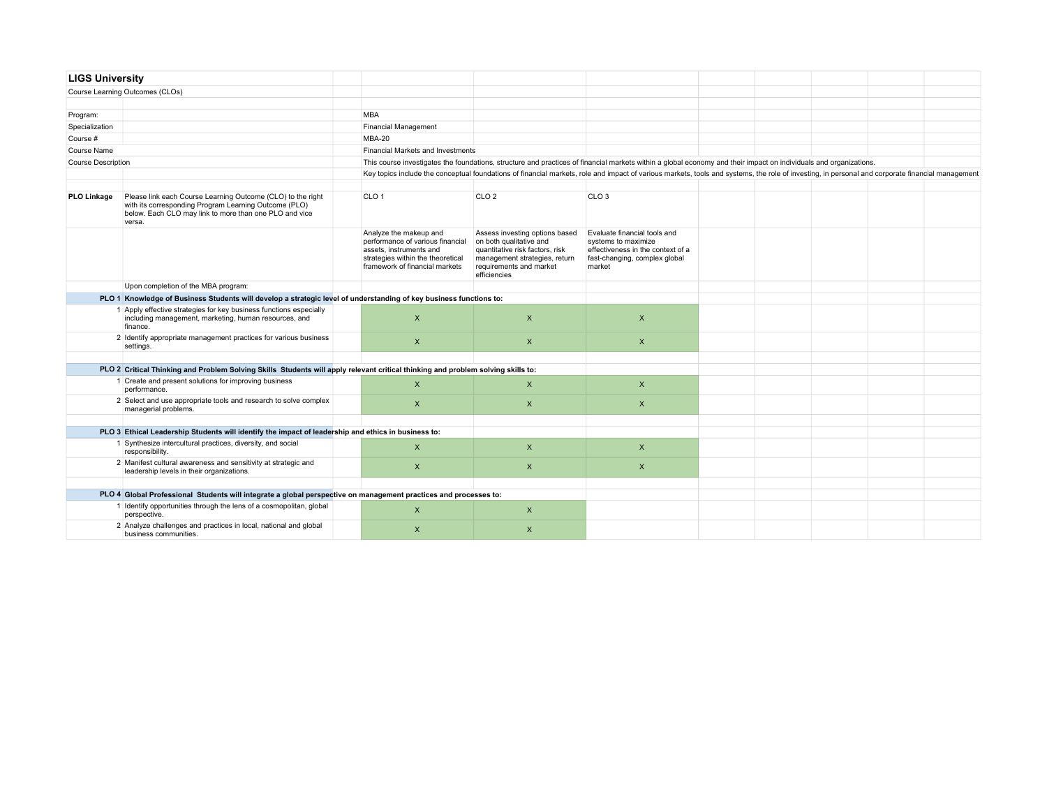## LIGS University

Course Learning Outcomes (CLOs)

| | |
|---|---|
| Program: | MBA |
| Specialization | Financial Management |
| Course # | MBA-20 |
| Course Name | Financial Markets and Investments |
| Course Description | This course investigates the foundations, structure and practices of financial markets within a global economy and their impact on individuals and organizations. |
| | Key topics include the conceptual foundations of financial markets, role and impact of various markets, tools and systems, the role of investing, in personal and corporate financial management |

| PLO Linkage | Please link each Course Learning Outcome (CLO) to the right with its corresponding Program Learning Outcome (PLO) below. Each CLO may link to more than one PLO and vice versa. | CLO 1 | CLO 2 | CLO 3 |
|---|---|---|---|---|
| | | Analyze the makeup and performance of various financial assets, instruments and strategies within the theoretical framework of financial markets | Assess investing options based on both qualitative and quantitative risk factors, risk management strategies, return requirements and market efficiencies | Evaluate financial tools and systems to maximize effectiveness in the context of a fast-changing, complex global market |
| | Upon completion of the MBA program: | | | |
| **PLO 1** | **Knowledge of Business Students will develop a strategic level of understanding of key business functions to:** | | | |
| 1 | Apply effective strategies for key business functions especially including management, marketing, human resources, and finance. | X | X | X |
| 2 | Identify appropriate management practices for various business settings. | X | X | X |
| | | | | |
| **PLO 2** | **Critical Thinking and Problem Solving Skills Students will apply relevant critical thinking and problem solving skills to:** | | | |
| 1 | Create and present solutions for improving business performance. | X | X | X |
| 2 | Select and use appropriate tools and research to solve complex managerial problems. | X | X | X |
| | | | | |
| **PLO 3** | **Ethical Leadership Students will identify the impact of leadership and ethics in business to:** | | | |
| 1 | Synthesize intercultural practices, diversity, and social responsibility. | X | X | X |
| 2 | Manifest cultural awareness and sensitivity at strategic and leadership levels in their organizations. | X | X | X |
| | | | | |
| **PLO 4** | **Global Professional Students will integrate a global perspective on management practices and processes to:** | | | |
| 1 | Identify opportunities through the lens of a cosmopolitan, global perspective. | X | X | |
| 2 | Analyze challenges and practices in local, national and global business communities. | X | X | |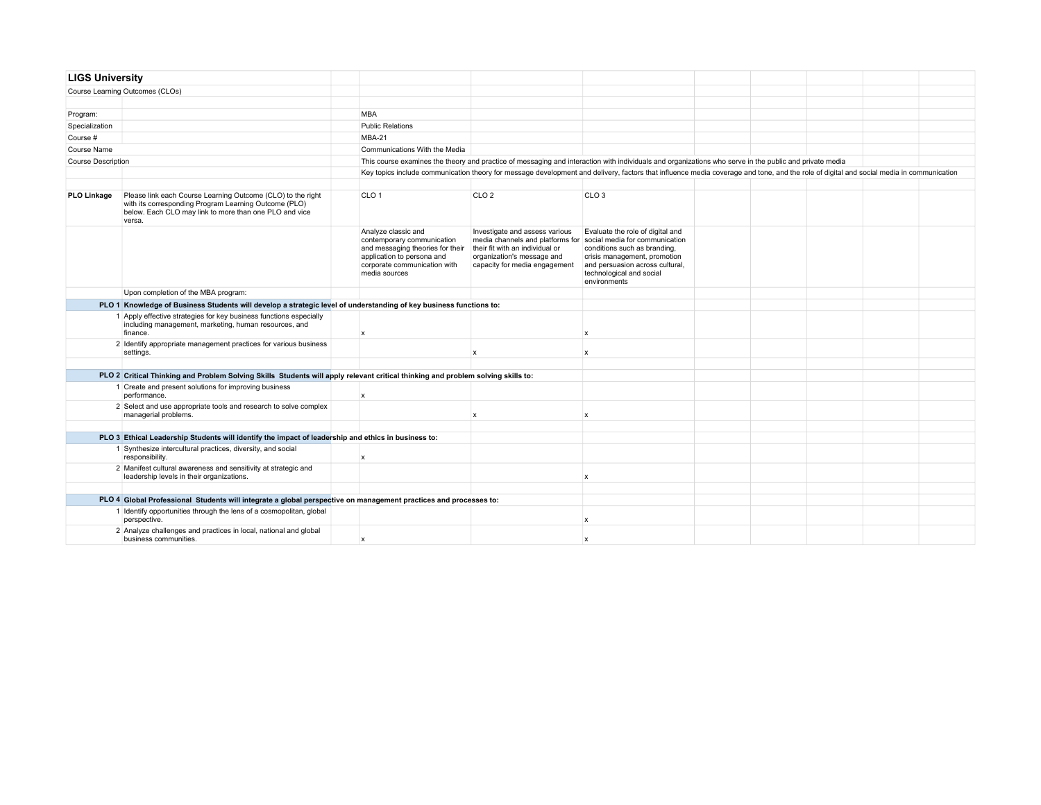## LIGS University

Course Learning Outcomes (CLOs)

| | | | | |
|---|---|---|---|---|
| Program: | | MBA | | |
| Specialization | | Public Relations | | |
| Course # | | MBA-21 | | |
| Course Name | | Communications With the Media | | |
| Course Description | | This course examines the theory and practice of messaging and interaction with individuals and organizations who serve in the public and private media | | |
| | | Key topics include communication theory for message development and delivery, factors that influence media coverage and tone, and the role of digital and social media in communication | | |

| | | CLO 1 | CLO 2 | CLO 3 |
|---|---|---|---|---|
| **PLO Linkage** | Please link each Course Learning Outcome (CLO) to the right with its corresponding Program Learning Outcome (PLO) below. Each CLO may link to more than one PLO and vice versa. | Analyze classic and contemporary communication and messaging theories for their application to persona and corporate communication with media sources | Investigate and assess various media channels and platforms for their fit with an individual or organization's message and capacity for media engagement | Evaluate the role of digital and social media for communication conditions such as branding, crisis management, promotion and persuasion across cultural, technological and social environments |
| | Upon completion of the MBA program: | | | |
| **PLO 1** | **Knowledge of Business Students will develop a strategic level of understanding of key business functions to:** | | | |
| 1 | Apply effective strategies for key business functions especially including management, marketing, human resources, and finance. | x | | x |
| 2 | Identify appropriate management practices for various business settings. | | x | x |
| **PLO 2** | **Critical Thinking and Problem Solving Skills Students will apply relevant critical thinking and problem solving skills to:** | | | |
| 1 | Create and present solutions for improving business performance. | x | | |
| 2 | Select and use appropriate tools and research to solve complex managerial problems. | | x | x |
| **PLO 3** | **Ethical Leadership Students will identify the impact of leadership and ethics in business to:** | | | |
| 1 | Synthesize intercultural practices, diversity, and social responsibility. | x | | |
| 2 | Manifest cultural awareness and sensitivity at strategic and leadership levels in their organizations. | | | x |
| **PLO 4** | **Global Professional Students will integrate a global perspective on management practices and processes to:** | | | |
| 1 | Identify opportunities through the lens of a cosmopolitan, global perspective. | | | x |
| 2 | Analyze challenges and practices in local, national and global business communities. | x | | x |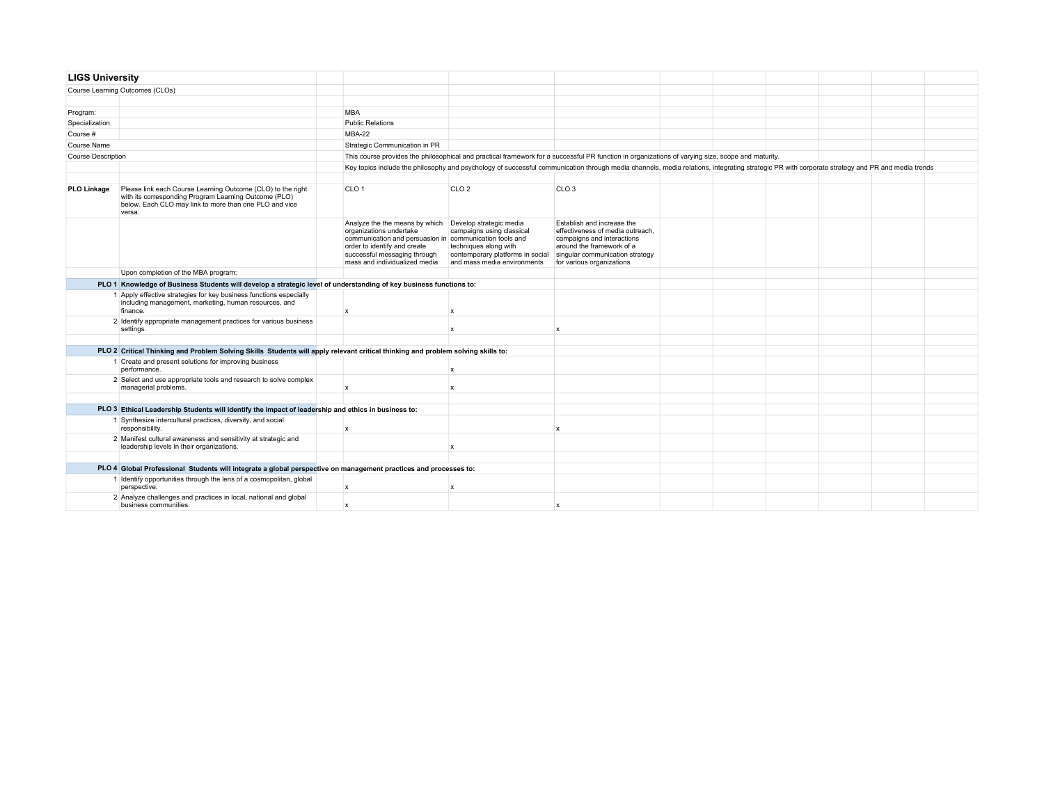# LIGS University

Course Learning Outcomes (CLOs)

| | | | | |
|---|---|---|---|---|
| Program: | | MBA | | |
| Specialization | | Public Relations | | |
| Course # | | MBA-22 | | |
| Course Name | | Strategic Communication in PR | | |
| Course Description | | This course provides the philosophical and practical framework for a successful PR function in organizations of varying size, scope and maturity. | | |
| | | Key topics include the philosophy and psychology of successful communication through media channels, media relations, integrating strategic PR with corporate strategy and PR and media trends | | |

| | | CLO 1 | CLO 2 | CLO 3 |
|---|---|---|---|---|
| **PLO Linkage** | Please link each Course Learning Outcome (CLO) to the right with its corresponding Program Learning Outcome (PLO) below. Each CLO may link to more than one PLO and vice versa. | | | |
| | | Analyze the the means by which organizations undertake communication and persuasion in order to identify and create successful messaging through mass and individualized media | Develop strategic media campaigns using classical communication tools and techniques along with contemporary platforms in social and mass media environments | Establish and increase the effectiveness of media outreach, campaigns and interactions around the framework of a singular communication strategy for various organizations |
| | Upon completion of the MBA program: | | | |
| **PLO 1** | **Knowledge of Business Students will develop a strategic level of understanding of key business functions to:** | | | |
| 1 | Apply effective strategies for key business functions especially including management, marketing, human resources, and finance. | x | x | |
| 2 | Identify appropriate management practices for various business settings. | | x | x |
| **PLO 2** | **Critical Thinking and Problem Solving Skills Students will apply relevant critical thinking and problem solving skills to:** | | | |
| 1 | Create and present solutions for improving business performance. | | x | |
| 2 | Select and use appropriate tools and research to solve complex managerial problems. | x | x | |
| **PLO 3** | **Ethical Leadership Students will identify the impact of leadership and ethics in business to:** | | | |
| 1 | Synthesize intercultural practices, diversity, and social responsibility. | x | | x |
| 2 | Manifest cultural awareness and sensitivity at strategic and leadership levels in their organizations. | | x | |
| **PLO 4** | **Global Professional Students will integrate a global perspective on management practices and processes to:** | | | |
| 1 | Identify opportunities through the lens of a cosmopolitan, global perspective. | x | x | |
| 2 | Analyze challenges and practices in local, national and global business communities. | x | | x |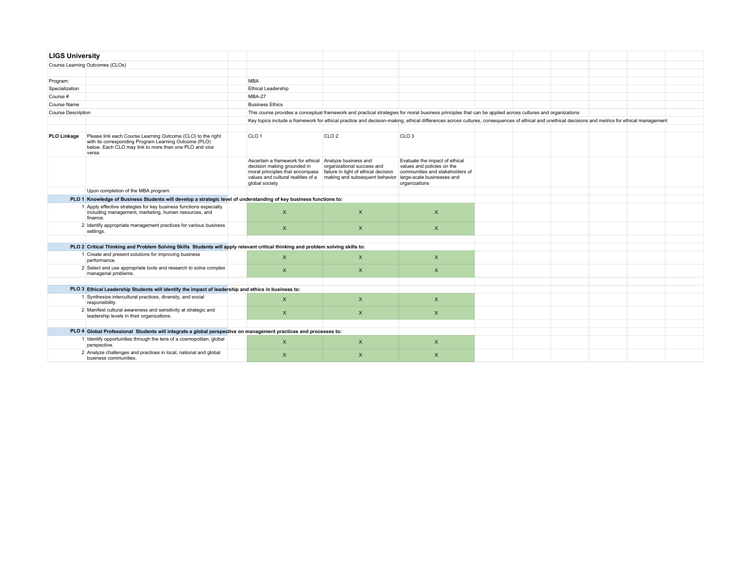## LIGS University

Course Learning Outcomes (CLOs)

| | |
|---|---|
| Program: | MBA |
| Specialization | Ethical Leadership |
| Course # | MBA-27 |
| Course Name | Business Ethics |
| Course Description | This course provides a conceptual framework and practical strategies for moral business principles that can be applied across cultures and organizations |
| | Key topics include a framework for ethical practice and decision-making, ethical differences across cultures, consequences of ethical and unethical decisions and metrics for ethical management |

| **PLO Linkage** | Please link each Course Learning Outcome (CLO) to the right with its corresponding Program Learning Outcome (PLO) below. Each CLO may link to more than one PLO and vice versa. | CLO 1 | CLO 2 | CLO 3 |
|---|---|---|---|---|
| | | Ascertain a framework for ethical decision making grounded in moral principles that encompass values and cultural realities of a global society | Analyze business and organizational success and failure in light of ethical decision making and subsequent behavior | Evaluate the impact of ethical values and policies on the communities and stakeholders of large-scale businesses and organizations |
| | Upon completion of the MBA program: | | | |
| **PLO 1** | **Knowledge of Business Students will develop a strategic level of understanding of key business functions to:** | | | |
| 1 | Apply effective strategies for key business functions especially including management, marketing, human resources, and finance. | X | X | X |
| 2 | Identify appropriate management practices for various business settings. | X | X | X |
| **PLO 2** | **Critical Thinking and Problem Solving Skills Students will apply relevant critical thinking and problem solving skills to:** | | | |
| 1 | Create and present solutions for improving business performance. | X | X | X |
| 2 | Select and use appropriate tools and research to solve complex managerial problems. | X | X | X |
| **PLO 3** | **Ethical Leadership Students will identify the impact of leadership and ethics in business to:** | | | |
| 1 | Synthesize intercultural practices, diversity, and social responsibility. | X | X | X |
| 2 | Manifest cultural awareness and sensitivity at strategic and leadership levels in their organizations. | X | X | X |
| **PLO 4** | **Global Professional Students will integrate a global perspective on management practices and processes to:** | | | |
| 1 | Identify opportunities through the lens of a cosmopolitan, global perspective. | X | X | X |
| 2 | Analyze challenges and practices in local, national and global business communities. | X | X | X |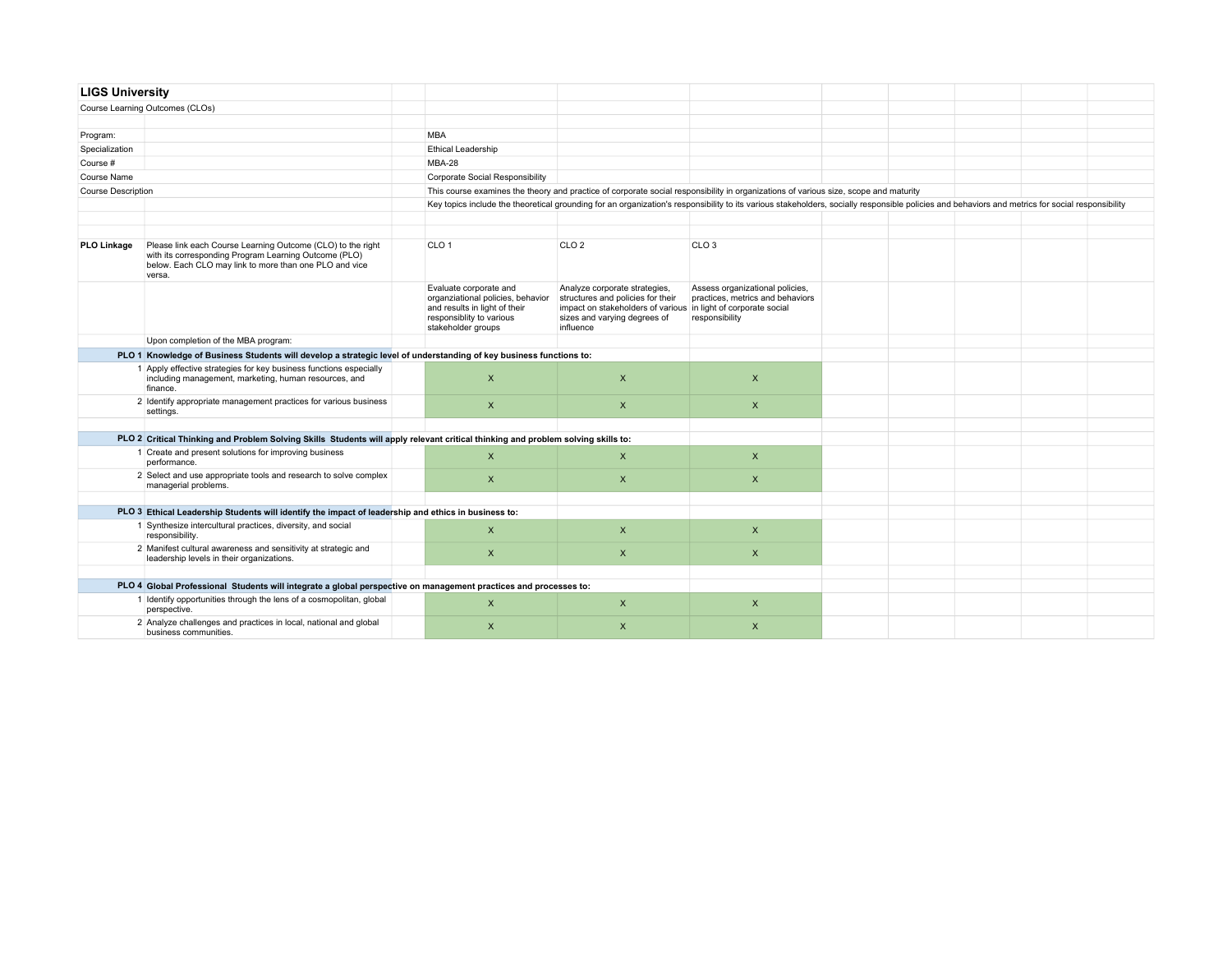## LIGS University

Course Learning Outcomes (CLOs)

| | |
|---|---|
| Program: | MBA |
| Specialization | Ethical Leadership |
| Course # | MBA-28 |
| Course Name | Corporate Social Responsibility |
| Course Description | This course examines the theory and practice of corporate social responsibility in organizations of various size, scope and maturity |
| | Key topics include the theoretical grounding for an organization's responsibility to its various stakeholders, socially responsible policies and behaviors and metrics for social responsibility |

| **PLO Linkage** | Please link each Course Learning Outcome (CLO) to the right with its corresponding Program Learning Outcome (PLO) below. Each CLO may link to more than one PLO and vice versa. | CLO 1 | CLO 2 | CLO 3 |
|---|---|---|---|---|
| | | Evaluate corporate and organziational policies, behavior and results in light of their responsiblity to various stakeholder groups | Analyze corporate strategies, structures and policies for their impact on stakeholders of various sizes and varying degrees of influence | Assess organizational policies, practices, metrics and behaviors in light of corporate social responsibility |
| | Upon completion of the MBA program: | | | |
| **PLO 1** | **Knowledge of Business Students will develop a strategic level of understanding of key business functions to:** | | | |
| 1 | Apply effective strategies for key business functions especially including management, marketing, human resources, and finance. | X | X | X |
| 2 | Identify appropriate management practices for various business settings. | X | X | X |
| **PLO 2** | **Critical Thinking and Problem Solving Skills Students will apply relevant critical thinking and problem solving skills to:** | | | |
| 1 | Create and present solutions for improving business performance. | X | X | X |
| 2 | Select and use appropriate tools and research to solve complex managerial problems. | X | X | X |
| **PLO 3** | **Ethical Leadership Students will identify the impact of leadership and ethics in business to:** | | | |
| 1 | Synthesize intercultural practices, diversity, and social responsibility. | X | X | X |
| 2 | Manifest cultural awareness and sensitivity at strategic and leadership levels in their organizations. | X | X | X |
| **PLO 4** | **Global Professional Students will integrate a global perspective on management practices and processes to:** | | | |
| 1 | Identify opportunities through the lens of a cosmopolitan, global perspective. | X | X | X |
| 2 | Analyze challenges and practices in local, national and global business communities. | X | X | X |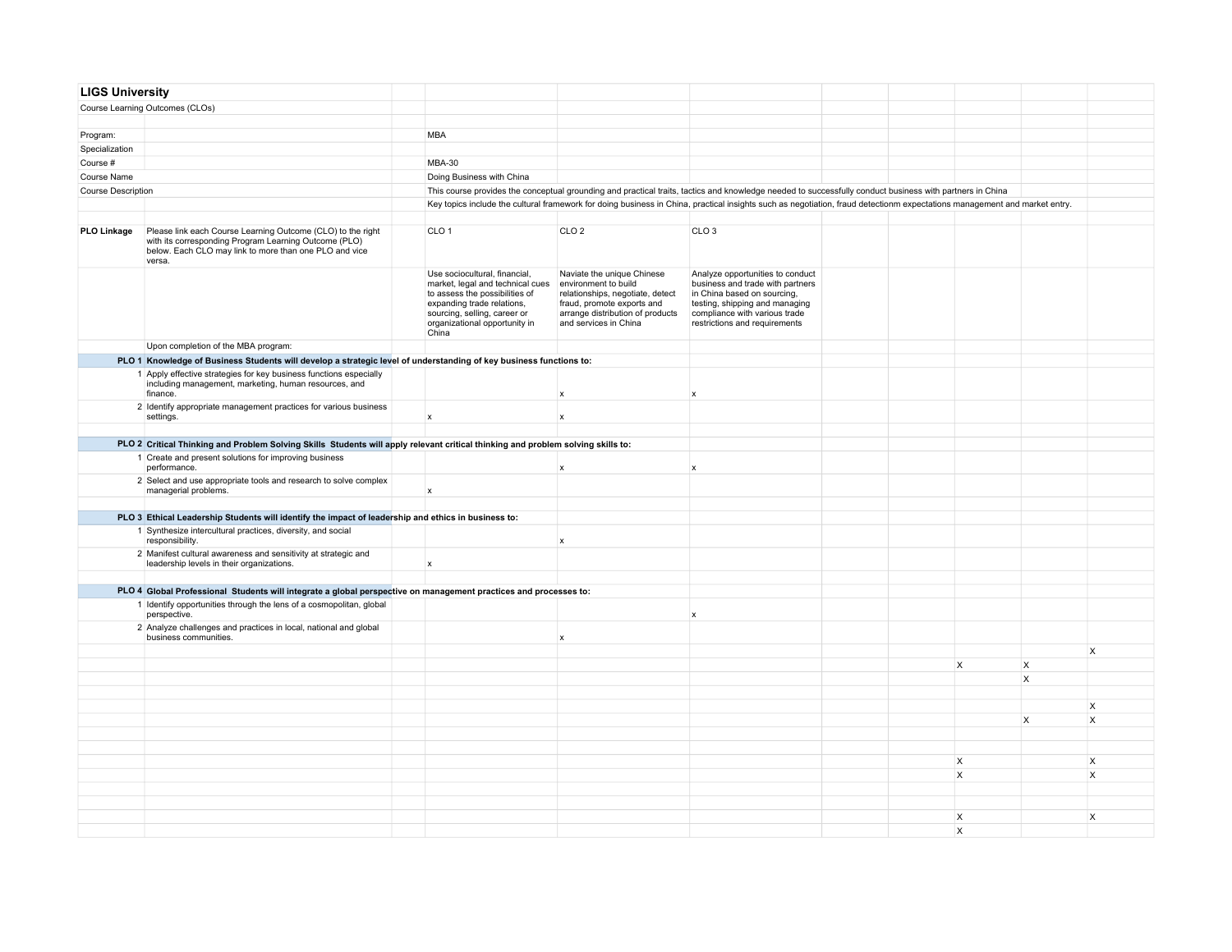| | | | | | | | | | | |
|---|---|---|---|---|---|---|---|---|---|---|
| **LIGS University** | | | | | | | | | | |
| Course Learning Outcomes (CLOs) | | | | | | | | | | |
| | | | | | | | | | | |
| Program: | | | MBA | | | | | | | |
| Specialization | | | | | | | | | | |
| Course # | | | MBA-30 | | | | | | | |
| Course Name | | | Doing Business with China | | | | | | | |
| Course Description | | | This course provides the conceptual grounding and practical traits, tactics and knowledge needed to successfully conduct business with partners in China | | | | | | | |
| | | | Key topics include the cultural framework for doing business in China, practical insights such as negotiation, fraud detectionm expectations management and market entry. | | | | | | | |
| | | | | | | | | | | |
| **PLO Linkage** | Please link each Course Learning Outcome (CLO) to the right with its corresponding Program Learning Outcome (PLO) below. Each CLO may link to more than one PLO and vice versa. | | CLO 1 | CLO 2 | CLO 3 | | | | | |
| | | | Use sociocultural, financial, market, legal and technical cues to assess the possibilities of expanding trade relations, sourcing, selling, career or organizational opportunity in China | Naviate the unique Chinese environment to build relationships, negotiate, detect fraud, promote exports and arrange distribution of products and services in China | Analyze opportunities to conduct business and trade with partners in China based on sourcing, testing, shipping and managing compliance with various trade restrictions and requirements | | | | | |
| | Upon completion of the MBA program: | | | | | | | | | |
| **PLO 1** | **Knowledge of Business Students will develop a strategic level of understanding of key business functions to:** | | | | | | | | | |
| 1 | Apply effective strategies for key business functions especially including management, marketing, human resources, and finance. | | | x | x | | | | | |
| 2 | Identify appropriate management practices for various business settings. | | x | x | | | | | | |
| | | | | | | | | | | |
| **PLO 2** | **Critical Thinking and Problem Solving Skills Students will apply relevant critical thinking and problem solving skills to:** | | | | | | | | | |
| 1 | Create and present solutions for improving business performance. | | | x | x | | | | | |
| 2 | Select and use appropriate tools and research to solve complex managerial problems. | | x | | | | | | | |
| | | | | | | | | | | |
| **PLO 3** | **Ethical Leadership Students will identify the impact of leadership and ethics in business to:** | | | | | | | | | |
| 1 | Synthesize intercultural practices, diversity, and social responsibility. | | | x | | | | | | |
| 2 | Manifest cultural awareness and sensitivity at strategic and leadership levels in their organizations. | | x | | | | | | | |
| | | | | | | | | | | |
| **PLO 4** | **Global Professional Students will integrate a global perspective on management practices and processes to:** | | | | | | | | | |
| 1 | Identify opportunities through the lens of a cosmopolitan, global perspective. | | | | x | | | | | |
| 2 | Analyze challenges and practices in local, national and global business communities. | | | x | | | | | | |
| | | | | | | | | | | X |
| | | | | | | | | X | X | |
| | | | | | | | | | X | |
| | | | | | | | | | | |
| | | | | | | | | | | X |
| | | | | | | | | | X | X |
| | | | | | | | | | | |
| | | | | | | | | | | |
| | | | | | | | | X | | X |
| | | | | | | | | X | | X |
| | | | | | | | | | | |
| | | | | | | | | | | |
| | | | | | | | | X | | X |
| | | | | | | | | X | | |